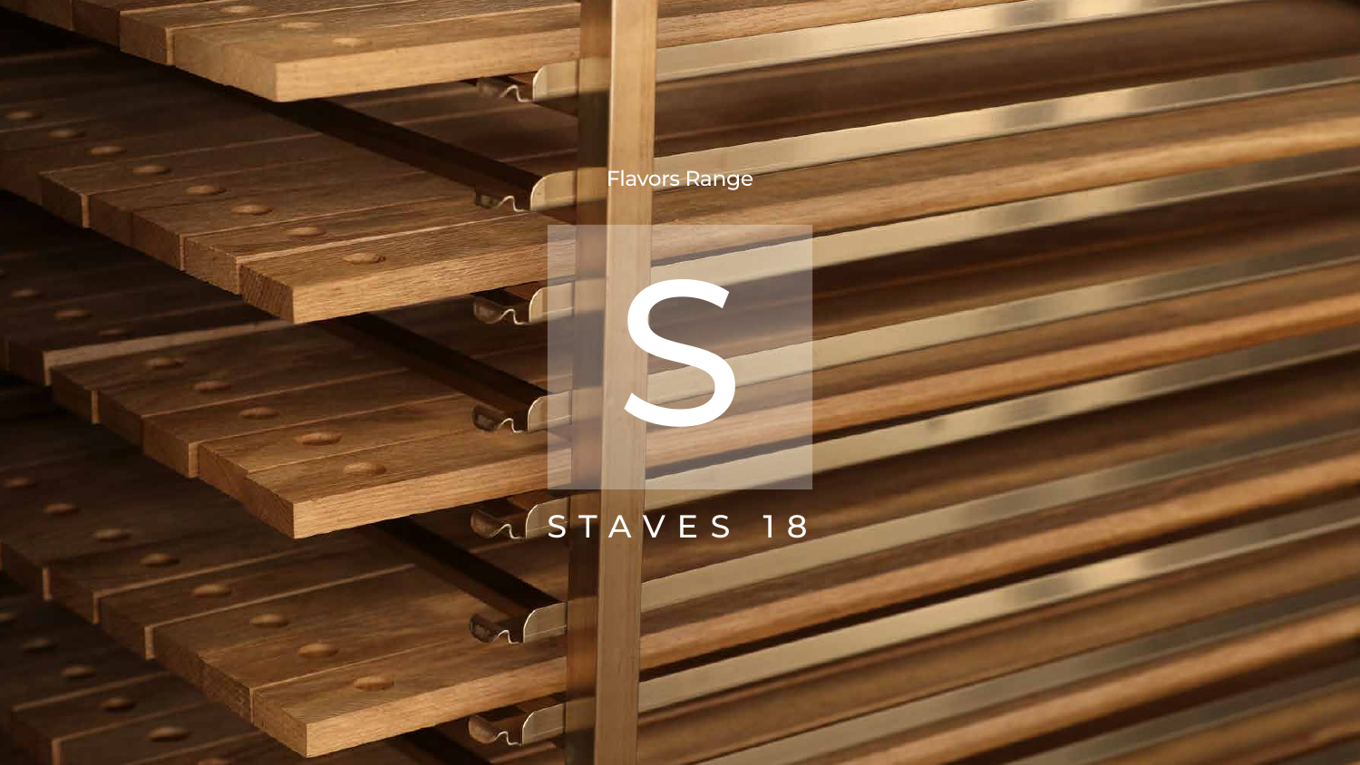Flavors Range

# S

STAVES 18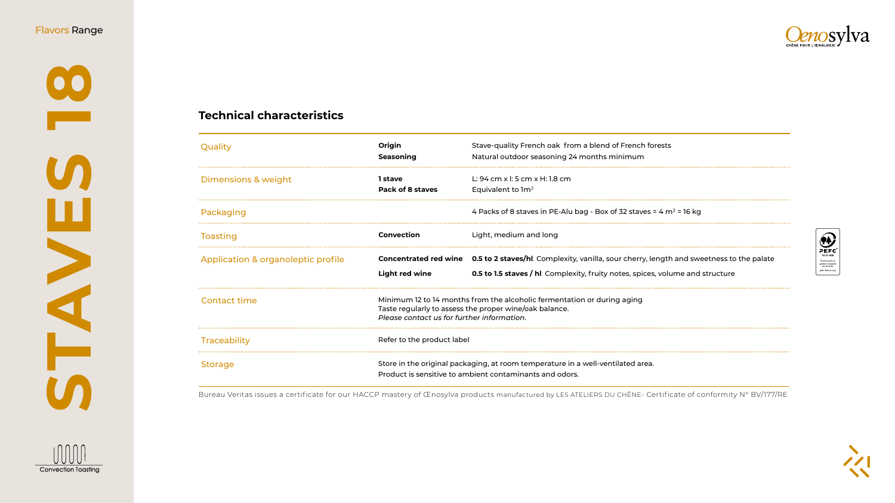Flavors Range

# STAVES 18

Convection Toasting

Oenosylva
CHÊNE POUR L'ŒNOLOGIE

## Technical characteristics

| | | |
|---|---|---|
| Quality | **Origin** | Stave-quality French oak from a blend of French forests |
| | **Seasoning** | Natural outdoor seasoning 24 months minimum |
| Dimensions & weight | **1 stave** | L: 94 cm x l: 5 cm x H: 1.8 cm |
| | **Pack of 8 staves** | Equivalent to 1m² |
| Packaging | | 4 Packs of 8 staves in PE-Alu bag - Box of 32 staves = 4 m² = 16 kg |
| Toasting | **Convection** | Light, medium and long |
| Application & organoleptic profile | **Concentrated red wine** | **0.5 to 2 staves/hl**: Complexity, vanilla, sour cherry, length and sweetness to the palate |
| | **Light red wine** | **0.5 to 1.5 staves / hl**: Complexity, fruity notes, spices, volume and structure |
| Contact time | Minimum 12 to 14 months from the alcoholic fermentation or during aging<br>Taste regularly to assess the proper wine/oak balance.<br>*Please contact us for further information.* | |
| Traceability | Refer to the product label | |
| Storage | Store in the original packaging, at room temperature in a well-ventilated area.<br>Product is sensitive to ambient contaminants and odors. | |

Bureau Veritas issues a certificate for our HACCP mastery of Œnosylva products manufactured by LES ATELIERS DU CHÊNE- Certificate of conformity N° BV/177/RE

PEFC
10-31-488
Promouvoir la gestion durable de la forêt
pefc-france.org